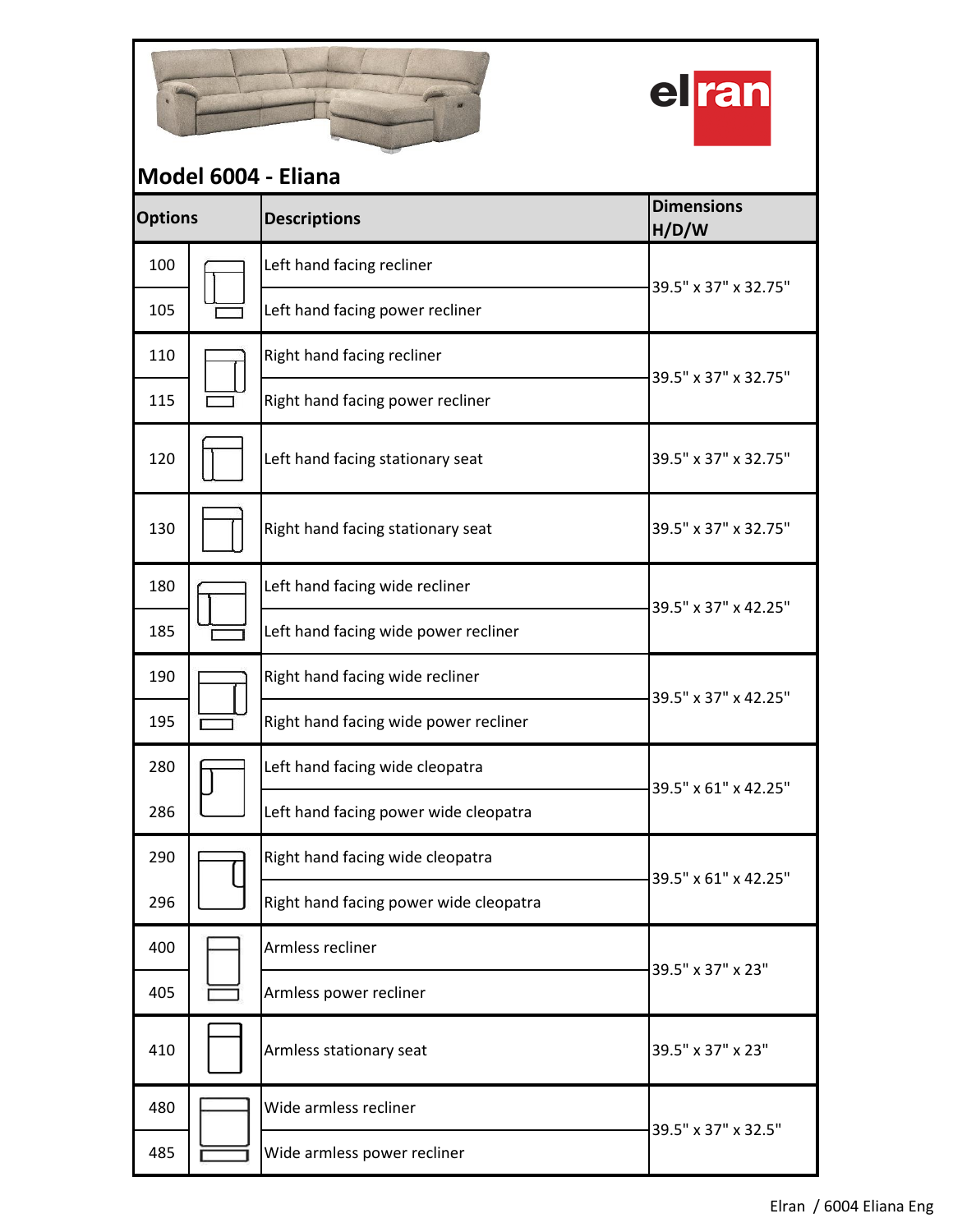# Model 6004 - Eliana

| Options | | Descriptions | Dimensions H/D/W |
|---|---|---|---|
| 100 | | Left hand facing recliner | 39.5" x 37" x 32.75" |
| 105 | | Left hand facing power recliner | |
| 110 | | Right hand facing recliner | 39.5" x 37" x 32.75" |
| 115 | | Right hand facing power recliner | |
| 120 | | Left hand facing stationary seat | 39.5" x 37" x 32.75" |
| 130 | | Right hand facing stationary seat | 39.5" x 37" x 32.75" |
| 180 | | Left hand facing wide recliner | 39.5" x 37" x 42.25" |
| 185 | | Left hand facing wide power recliner | |
| 190 | | Right hand facing wide recliner | 39.5" x 37" x 42.25" |
| 195 | | Right hand facing wide power recliner | |
| 280 | | Left hand facing wide cleopatra | 39.5" x 61" x 42.25" |
| 286 | | Left hand facing power wide cleopatra | |
| 290 | | Right hand facing wide cleopatra | 39.5" x 61" x 42.25" |
| 296 | | Right hand facing power wide cleopatra | |
| 400 | | Armless recliner | 39.5" x 37" x 23" |
| 405 | | Armless power recliner | |
| 410 | | Armless stationary seat | 39.5" x 37" x 23" |
| 480 | | Wide armless recliner | 39.5" x 37" x 32.5" |
| 485 | | Wide armless power recliner | |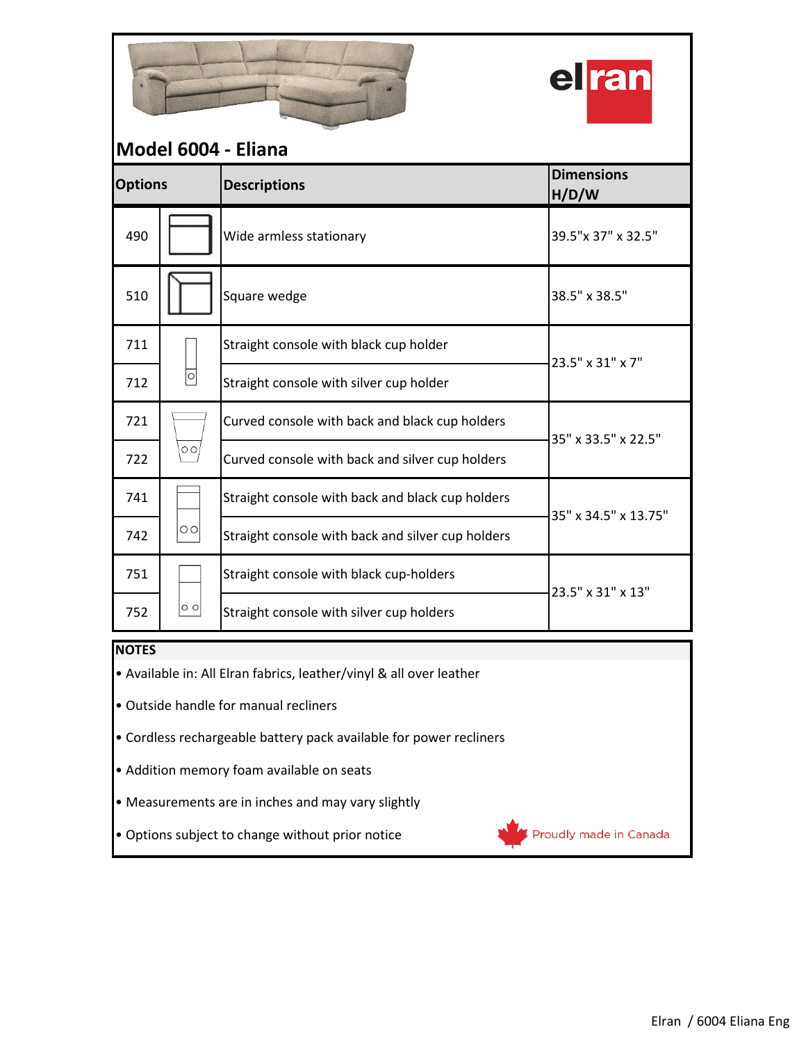elran

## Model 6004 - Eliana

| Options | | Descriptions | Dimensions H/D/W |
|---|---|---|---|
| 490 | | Wide armless stationary | 39.5"x 37" x 32.5" |
| 510 | | Square wedge | 38.5" x 38.5" |
| 711 | | Straight console with black cup holder | 23.5" x 31" x 7" |
| 712 | | Straight console with silver cup holder | |
| 721 | | Curved console with back and black cup holders | 35" x 33.5" x 22.5" |
| 722 | | Curved console with back and silver cup holders | |
| 741 | | Straight console with back and black cup holders | 35" x 34.5" x 13.75" |
| 742 | | Straight console with back and silver cup holders | |
| 751 | | Straight console with black cup-holders | 23.5" x 31" x 13" |
| 752 | | Straight console with silver cup holders | |

**NOTES**

- Available in: All Elran fabrics, leather/vinyl & all over leather
- Outside handle for manual recliners
- Cordless rechargeable battery pack available for power recliners
- Addition memory foam available on seats
- Measurements are in inches and may vary slightly
- Options subject to change without prior notice

Proudly made in Canada